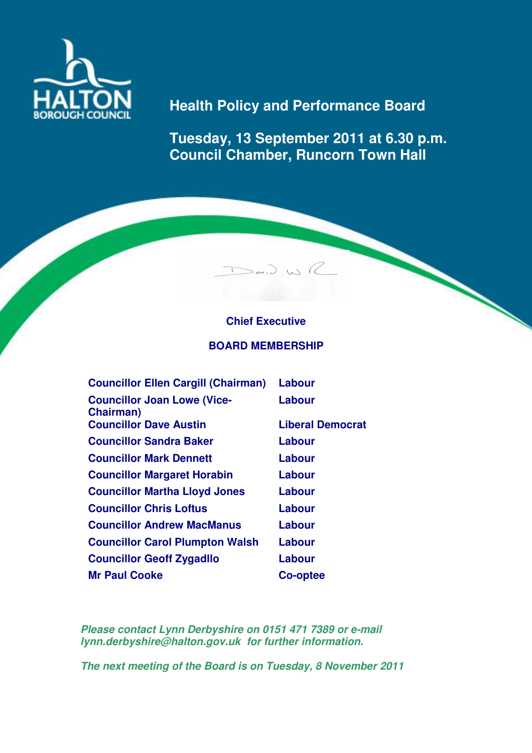HALTON BOROUGH COUNCIL

# Health Policy and Performance Board

## Tuesday, 13 September 2011 at 6.30 p.m.
## Council Chamber, Runcorn Town Hall

**Chief Executive**

**BOARD MEMBERSHIP**

| | |
|---|---|
| **Councillor Ellen Cargill (Chairman)** | **Labour** |
| **Councillor Joan Lowe (Vice-Chairman)** | **Labour** |
| **Councillor Dave Austin** | **Liberal Democrat** |
| **Councillor Sandra Baker** | **Labour** |
| **Councillor Mark Dennett** | **Labour** |
| **Councillor Margaret Horabin** | **Labour** |
| **Councillor Martha Lloyd Jones** | **Labour** |
| **Councillor Chris Loftus** | **Labour** |
| **Councillor Andrew MacManus** | **Labour** |
| **Councillor Carol Plumpton Walsh** | **Labour** |
| **Councillor Geoff Zygadllo** | **Labour** |
| **Mr Paul Cooke** | **Co-optee** |

***Please contact Lynn Derbyshire on 0151 471 7389 or e-mail lynn.derbyshire@halton.gov.uk for further information.***

***The next meeting of the Board is on Tuesday, 8 November 2011***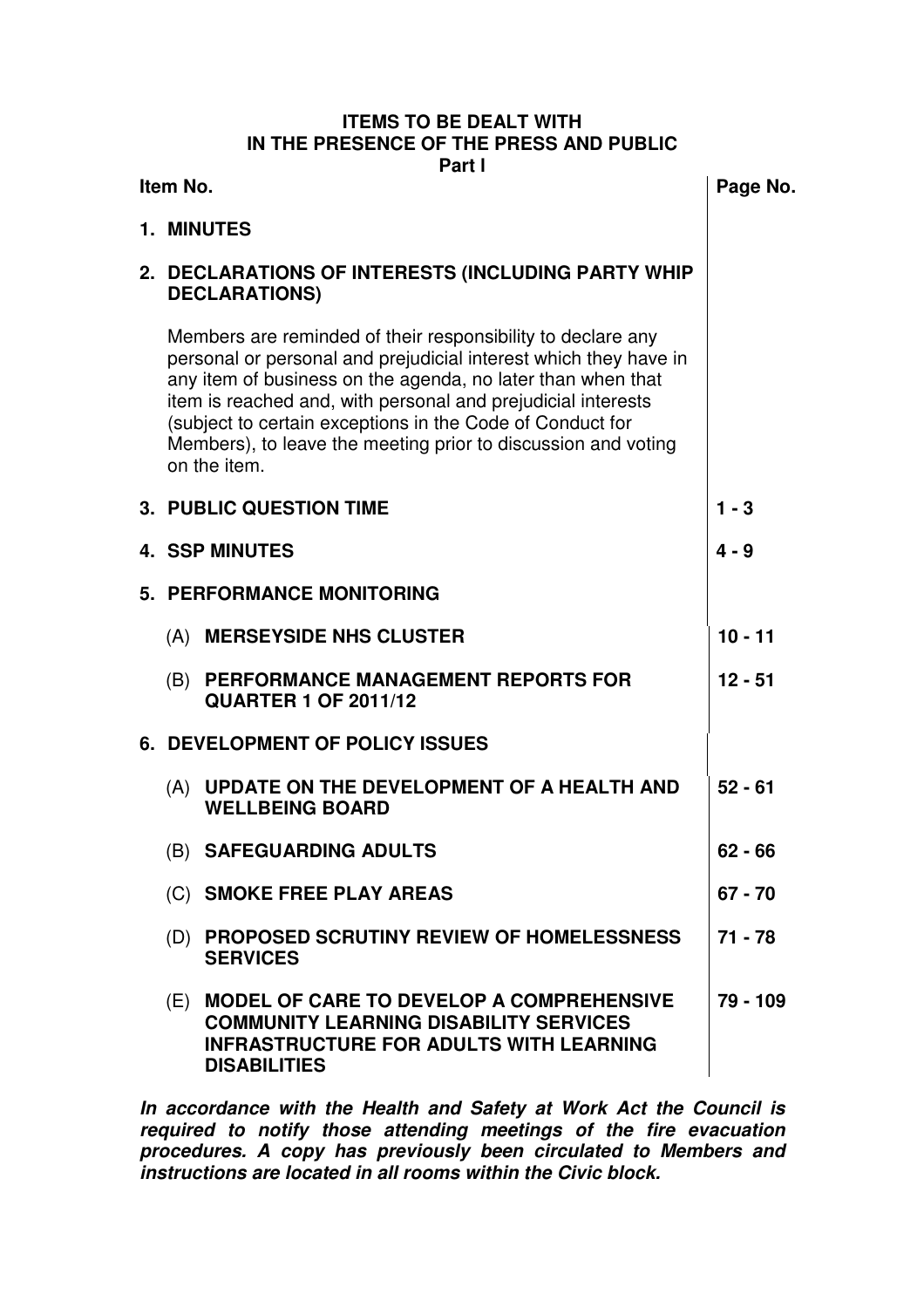**ITEMS TO BE DEALT WITH**
**IN THE PRESENCE OF THE PRESS AND PUBLIC**
**Part I**

| Item No. | Page No. |
| --- | --- |
| **1. MINUTES** | |
| **2. DECLARATIONS OF INTERESTS (INCLUDING PARTY WHIP DECLARATIONS)**<br><br>Members are reminded of their responsibility to declare any personal or personal and prejudicial interest which they have in any item of business on the agenda, no later than when that item is reached and, with personal and prejudicial interests (subject to certain exceptions in the Code of Conduct for Members), to leave the meeting prior to discussion and voting on the item. | |
| **3. PUBLIC QUESTION TIME** | **1 - 3** |
| **4. SSP MINUTES** | **4 - 9** |
| **5. PERFORMANCE MONITORING** | |
| (A) **MERSEYSIDE NHS CLUSTER** | **10 - 11** |
| (B) **PERFORMANCE MANAGEMENT REPORTS FOR QUARTER 1 OF 2011/12** | **12 - 51** |
| **6. DEVELOPMENT OF POLICY ISSUES** | |
| (A) **UPDATE ON THE DEVELOPMENT OF A HEALTH AND WELLBEING BOARD** | **52 - 61** |
| (B) **SAFEGUARDING ADULTS** | **62 - 66** |
| (C) **SMOKE FREE PLAY AREAS** | **67 - 70** |
| (D) **PROPOSED SCRUTINY REVIEW OF HOMELESSNESS SERVICES** | **71 - 78** |
| (E) **MODEL OF CARE TO DEVELOP A COMPREHENSIVE COMMUNITY LEARNING DISABILITY SERVICES INFRASTRUCTURE FOR ADULTS WITH LEARNING DISABILITIES** | **79 - 109** |

***In accordance with the Health and Safety at Work Act the Council is required to notify those attending meetings of the fire evacuation procedures. A copy has previously been circulated to Members and instructions are located in all rooms within the Civic block.***